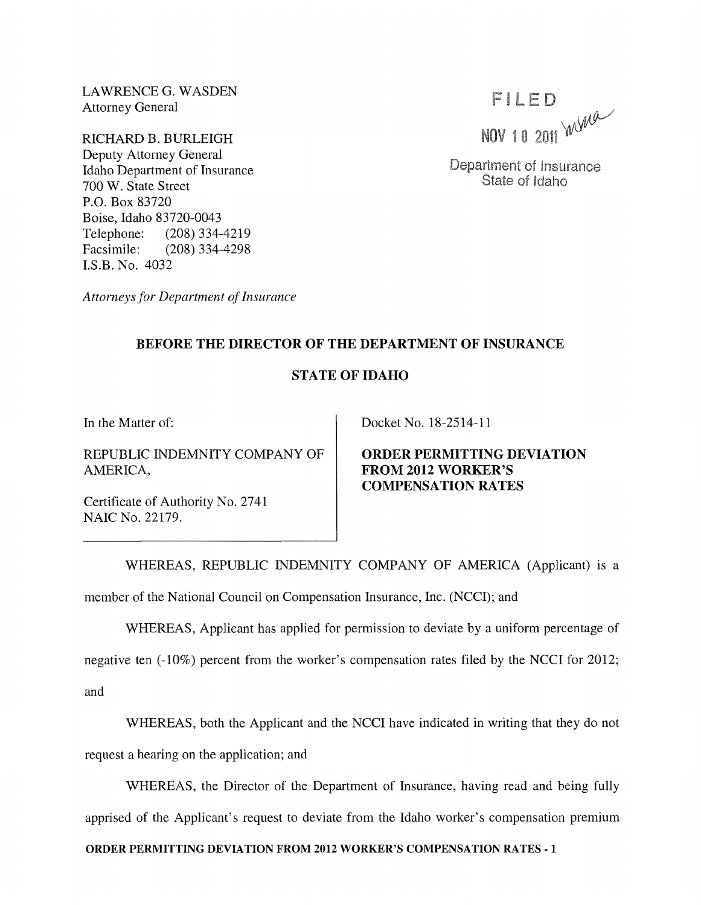LAWRENCE G. WASDEN
Attorney General

RICHARD B. BURLEIGH
Deputy Attorney General
Idaho Department of Insurance
700 W. State Street
P.O. Box 83720
Boise, Idaho 83720-0043
Telephone: (208) 334-4219
Facsimile: (208) 334-4298
I.S.B. No. 4032

*Attorneys for Department of Insurance*

FILED
NOV 10 2011
Department of Insurance
State of Idaho

**BEFORE THE DIRECTOR OF THE DEPARTMENT OF INSURANCE**

**STATE OF IDAHO**

In the Matter of:

REPUBLIC INDEMNITY COMPANY OF AMERICA,

Certificate of Authority No. 2741
NAIC No. 22179.

Docket No. 18-2514-11

**ORDER PERMITTING DEVIATION FROM 2012 WORKER'S COMPENSATION RATES**

WHEREAS, REPUBLIC INDEMNITY COMPANY OF AMERICA (Applicant) is a member of the National Council on Compensation Insurance, Inc. (NCCI); and

WHEREAS, Applicant has applied for permission to deviate by a uniform percentage of negative ten (-10%) percent from the worker's compensation rates filed by the NCCI for 2012; and

WHEREAS, both the Applicant and the NCCI have indicated in writing that they do not request a hearing on the application; and

WHEREAS, the Director of the Department of Insurance, having read and being fully apprised of the Applicant's request to deviate from the Idaho worker's compensation premium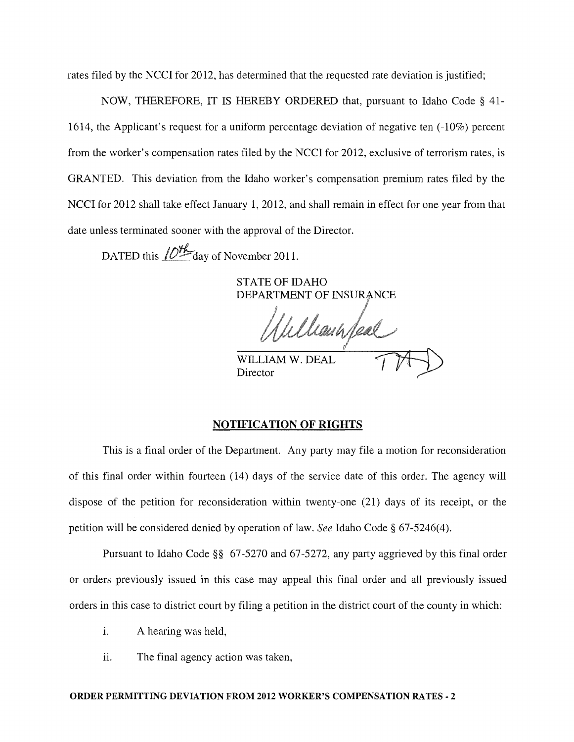rates filed by the NCCI for 2012, has determined that the requested rate deviation is justified;

NOW, THEREFORE, IT IS HEREBY ORDERED that, pursuant to Idaho Code § 41-1614, the Applicant's request for a uniform percentage deviation of negative ten (-10%) percent from the worker's compensation rates filed by the NCCI for 2012, exclusive of terrorism rates, is GRANTED. This deviation from the Idaho worker's compensation premium rates filed by the NCCI for 2012 shall take effect January 1, 2012, and shall remain in effect for one year from that date unless terminated sooner with the approval of the Director.

DATED this 10th day of November 2011.

STATE OF IDAHO
DEPARTMENT OF INSURANCE

WILLIAM W. DEAL
Director

## NOTIFICATION OF RIGHTS

This is a final order of the Department. Any party may file a motion for reconsideration of this final order within fourteen (14) days of the service date of this order. The agency will dispose of the petition for reconsideration within twenty-one (21) days of its receipt, or the petition will be considered denied by operation of law. *See* Idaho Code § 67-5246(4).

Pursuant to Idaho Code §§ 67-5270 and 67-5272, any party aggrieved by this final order or orders previously issued in this case may appeal this final order and all previously issued orders in this case to district court by filing a petition in the district court of the county in which:

i. A hearing was held,

ii. The final agency action was taken,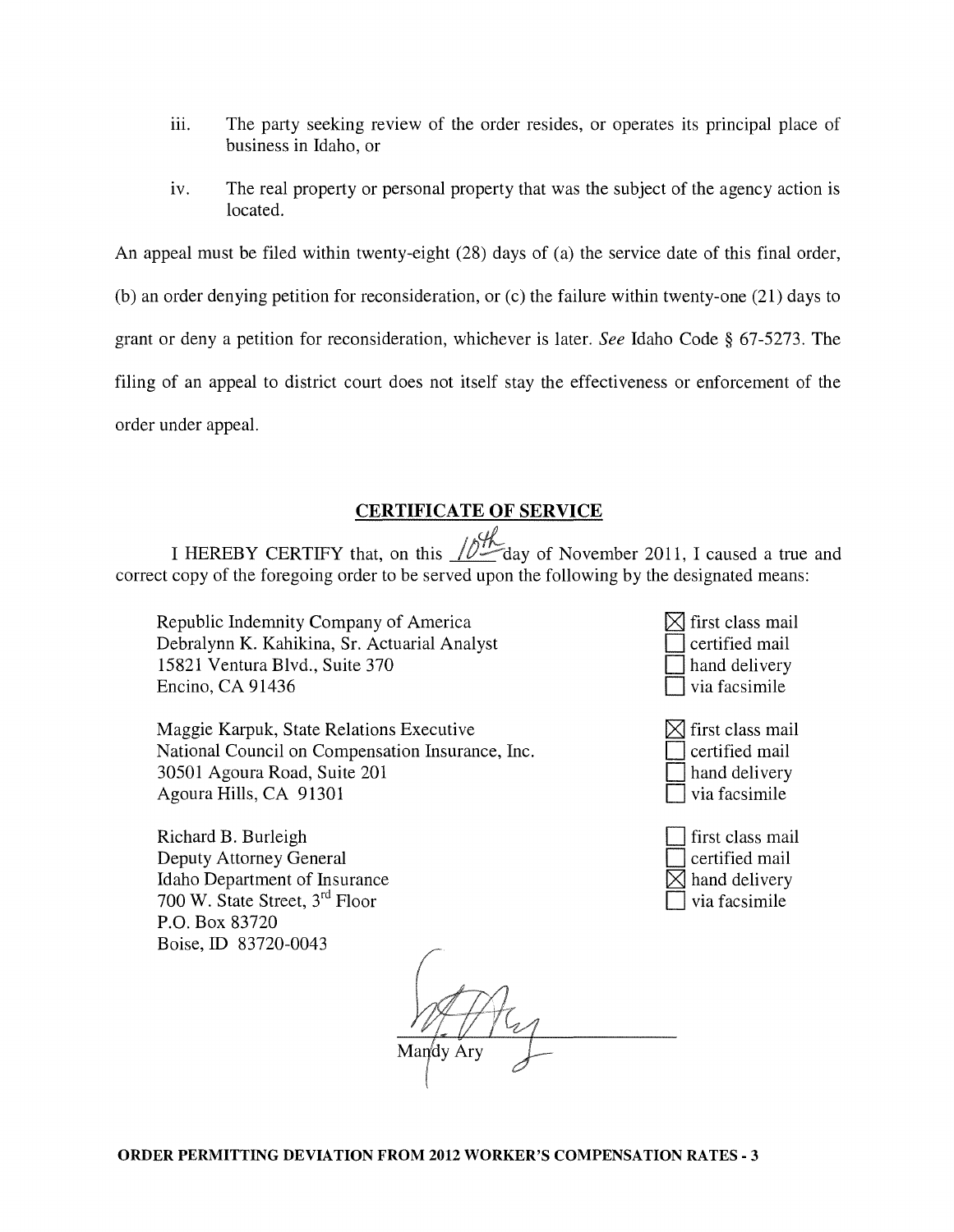iii. The party seeking review of the order resides, or operates its principal place of business in Idaho, or

iv. The real property or personal property that was the subject of the agency action is located.

An appeal must be filed within twenty-eight (28) days of (a) the service date of this final order, (b) an order denying petition for reconsideration, or (c) the failure within twenty-one (21) days to grant or deny a petition for reconsideration, whichever is later. *See* Idaho Code § 67-5273. The filing of an appeal to district court does not itself stay the effectiveness or enforcement of the order under appeal.

## CERTIFICATE OF SERVICE

I HEREBY CERTIFY that, on this 10th day of November 2011, I caused a true and correct copy of the foregoing order to be served upon the following by the designated means:

| | |
|---|---|
| Republic Indemnity Company of America<br>Debralynn K. Kahikina, Sr. Actuarial Analyst<br>15821 Ventura Blvd., Suite 370<br>Encino, CA 91436 | ☒ first class mail<br>☐ certified mail<br>☐ hand delivery<br>☐ via facsimile |
| Maggie Karpuk, State Relations Executive<br>National Council on Compensation Insurance, Inc.<br>30501 Agoura Road, Suite 201<br>Agoura Hills, CA 91301 | ☒ first class mail<br>☐ certified mail<br>☐ hand delivery<br>☐ via facsimile |
| Richard B. Burleigh<br>Deputy Attorney General<br>Idaho Department of Insurance<br>700 W. State Street, 3rd Floor<br>P.O. Box 83720<br>Boise, ID 83720-0043 | ☐ first class mail<br>☐ certified mail<br>☒ hand delivery<br>☐ via facsimile |

Mandy Ary